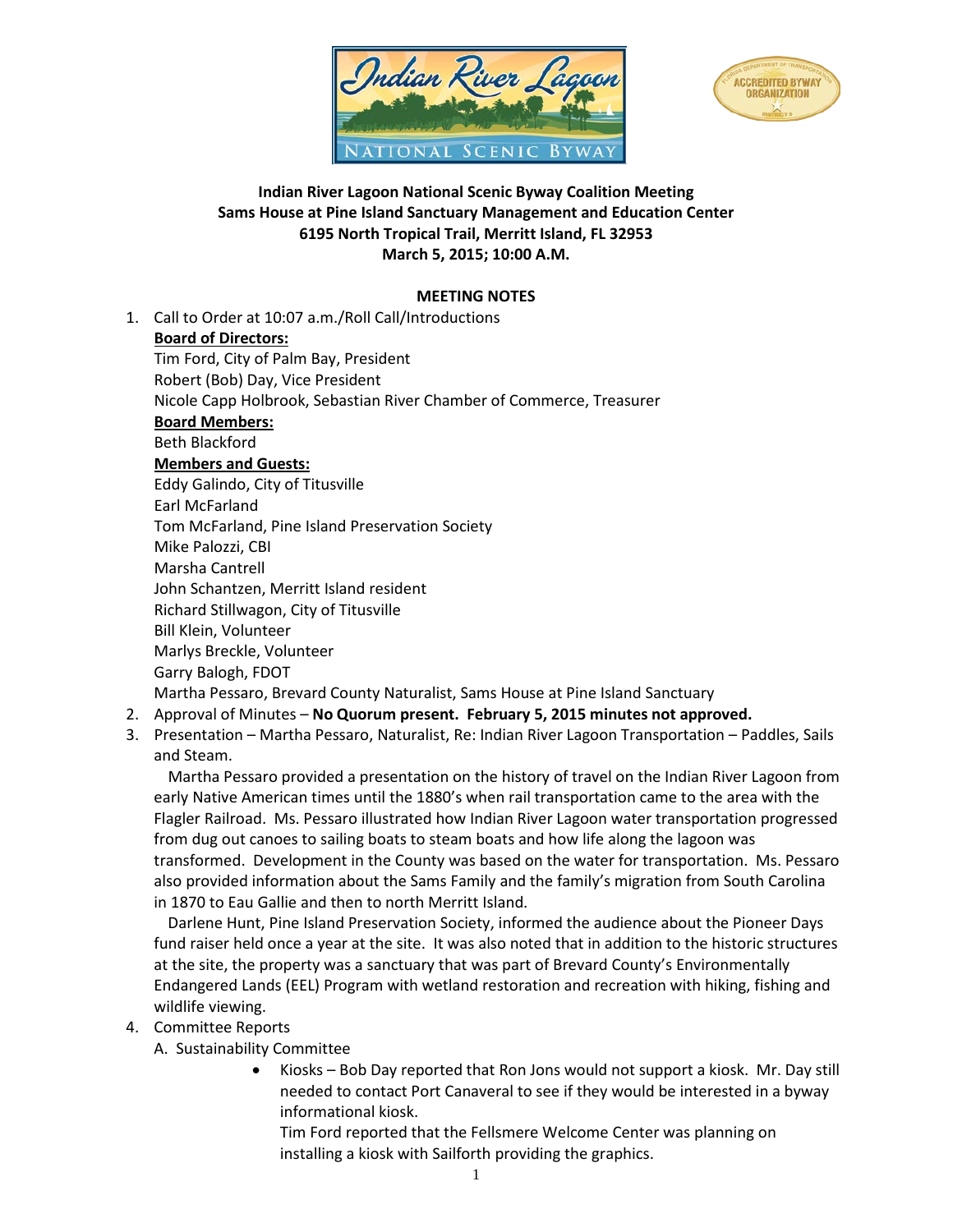**Indian River Lagoon National Scenic Byway Coalition Meeting**
**Sams House at Pine Island Sanctuary Management and Education Center**
**6195 North Tropical Trail, Merritt Island, FL 32953**
**March 5, 2015; 10:00 A.M.**

**MEETING NOTES**

1. Call to Order at 10:07 a.m./Roll Call/Introductions

   **Board of Directors:**
   Tim Ford, City of Palm Bay, President
   Robert (Bob) Day, Vice President
   Nicole Capp Holbrook, Sebastian River Chamber of Commerce, Treasurer

   **Board Members:**
   Beth Blackford

   **Members and Guests:**
   Eddy Galindo, City of Titusville
   Earl McFarland
   Tom McFarland, Pine Island Preservation Society
   Mike Palozzi, CBI
   Marsha Cantrell
   John Schantzen, Merritt Island resident
   Richard Stillwagon, City of Titusville
   Bill Klein, Volunteer
   Marlys Breckle, Volunteer
   Garry Balogh, FDOT
   Martha Pessaro, Brevard County Naturalist, Sams House at Pine Island Sanctuary

2. Approval of Minutes – **No Quorum present. February 5, 2015 minutes not approved.**

3. Presentation – Martha Pessaro, Naturalist, Re: Indian River Lagoon Transportation – Paddles, Sails and Steam.

   Martha Pessaro provided a presentation on the history of travel on the Indian River Lagoon from early Native American times until the 1880's when rail transportation came to the area with the Flagler Railroad. Ms. Pessaro illustrated how Indian River Lagoon water transportation progressed from dug out canoes to sailing boats to steam boats and how life along the lagoon was transformed. Development in the County was based on the water for transportation. Ms. Pessaro also provided information about the Sams Family and the family's migration from South Carolina in 1870 to Eau Gallie and then to north Merritt Island.

   Darlene Hunt, Pine Island Preservation Society, informed the audience about the Pioneer Days fund raiser held once a year at the site. It was also noted that in addition to the historic structures at the site, the property was a sanctuary that was part of Brevard County's Environmentally Endangered Lands (EEL) Program with wetland restoration and recreation with hiking, fishing and wildlife viewing.

4. Committee Reports

   A. Sustainability Committee

   - Kiosks – Bob Day reported that Ron Jons would not support a kiosk. Mr. Day still needed to contact Port Canaveral to see if they would be interested in a byway informational kiosk.

     Tim Ford reported that the Fellsmere Welcome Center was planning on installing a kiosk with Sailforth providing the graphics.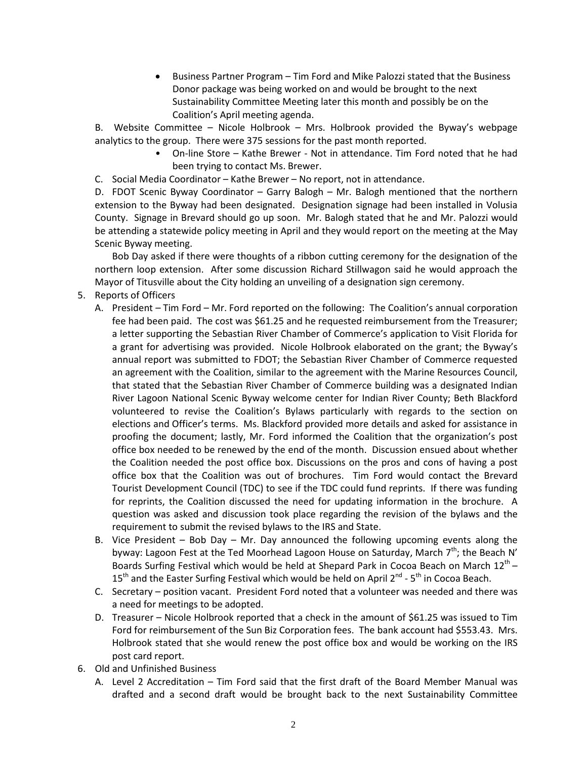- Business Partner Program – Tim Ford and Mike Palozzi stated that the Business Donor package was being worked on and would be brought to the next Sustainability Committee Meeting later this month and possibly be on the Coalition's April meeting agenda.

B. Website Committee – Nicole Holbrook – Mrs. Holbrook provided the Byway's webpage analytics to the group. There were 375 sessions for the past month reported.

- On-line Store – Kathe Brewer - Not in attendance. Tim Ford noted that he had been trying to contact Ms. Brewer.

C. Social Media Coordinator – Kathe Brewer – No report, not in attendance.

D. FDOT Scenic Byway Coordinator – Garry Balogh – Mr. Balogh mentioned that the northern extension to the Byway had been designated. Designation signage had been installed in Volusia County. Signage in Brevard should go up soon. Mr. Balogh stated that he and Mr. Palozzi would be attending a statewide policy meeting in April and they would report on the meeting at the May Scenic Byway meeting.

Bob Day asked if there were thoughts of a ribbon cutting ceremony for the designation of the northern loop extension. After some discussion Richard Stillwagon said he would approach the Mayor of Titusville about the City holding an unveiling of a designation sign ceremony.

5. Reports of Officers

A. President – Tim Ford – Mr. Ford reported on the following: The Coalition's annual corporation fee had been paid. The cost was $61.25 and he requested reimbursement from the Treasurer; a letter supporting the Sebastian River Chamber of Commerce's application to Visit Florida for a grant for advertising was provided. Nicole Holbrook elaborated on the grant; the Byway's annual report was submitted to FDOT; the Sebastian River Chamber of Commerce requested an agreement with the Coalition, similar to the agreement with the Marine Resources Council, that stated that the Sebastian River Chamber of Commerce building was a designated Indian River Lagoon National Scenic Byway welcome center for Indian River County; Beth Blackford volunteered to revise the Coalition's Bylaws particularly with regards to the section on elections and Officer's terms. Ms. Blackford provided more details and asked for assistance in proofing the document; lastly, Mr. Ford informed the Coalition that the organization's post office box needed to be renewed by the end of the month. Discussion ensued about whether the Coalition needed the post office box. Discussions on the pros and cons of having a post office box that the Coalition was out of brochures. Tim Ford would contact the Brevard Tourist Development Council (TDC) to see if the TDC could fund reprints. If there was funding for reprints, the Coalition discussed the need for updating information in the brochure. A question was asked and discussion took place regarding the revision of the bylaws and the requirement to submit the revised bylaws to the IRS and State.

B. Vice President – Bob Day – Mr. Day announced the following upcoming events along the byway: Lagoon Fest at the Ted Moorhead Lagoon House on Saturday, March 7th; the Beach N' Boards Surfing Festival which would be held at Shepard Park in Cocoa Beach on March 12th – 15th and the Easter Surfing Festival which would be held on April 2nd - 5th in Cocoa Beach.

C. Secretary – position vacant. President Ford noted that a volunteer was needed and there was a need for meetings to be adopted.

D. Treasurer – Nicole Holbrook reported that a check in the amount of $61.25 was issued to Tim Ford for reimbursement of the Sun Biz Corporation fees. The bank account had $553.43. Mrs. Holbrook stated that she would renew the post office box and would be working on the IRS post card report.

6. Old and Unfinished Business

A. Level 2 Accreditation – Tim Ford said that the first draft of the Board Member Manual was drafted and a second draft would be brought back to the next Sustainability Committee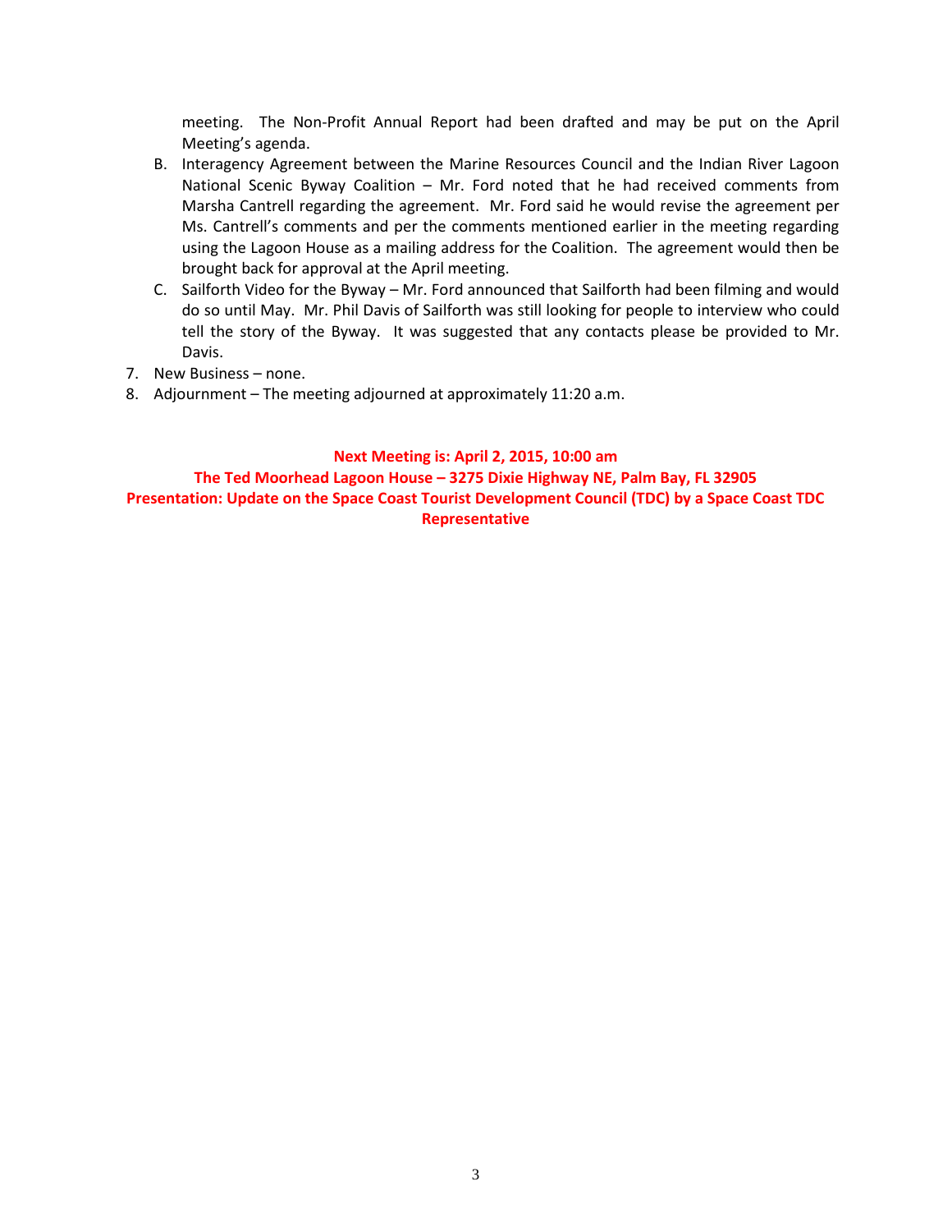meeting. The Non-Profit Annual Report had been drafted and may be put on the April Meeting's agenda.

B. Interagency Agreement between the Marine Resources Council and the Indian River Lagoon National Scenic Byway Coalition – Mr. Ford noted that he had received comments from Marsha Cantrell regarding the agreement. Mr. Ford said he would revise the agreement per Ms. Cantrell's comments and per the comments mentioned earlier in the meeting regarding using the Lagoon House as a mailing address for the Coalition. The agreement would then be brought back for approval at the April meeting.

C. Sailforth Video for the Byway – Mr. Ford announced that Sailforth had been filming and would do so until May. Mr. Phil Davis of Sailforth was still looking for people to interview who could tell the story of the Byway. It was suggested that any contacts please be provided to Mr. Davis.

7. New Business – none.
8. Adjournment – The meeting adjourned at approximately 11:20 a.m.

**Next Meeting is: April 2, 2015, 10:00 am**

**The Ted Moorhead Lagoon House – 3275 Dixie Highway NE, Palm Bay, FL 32905**

**Presentation: Update on the Space Coast Tourist Development Council (TDC) by a Space Coast TDC Representative**